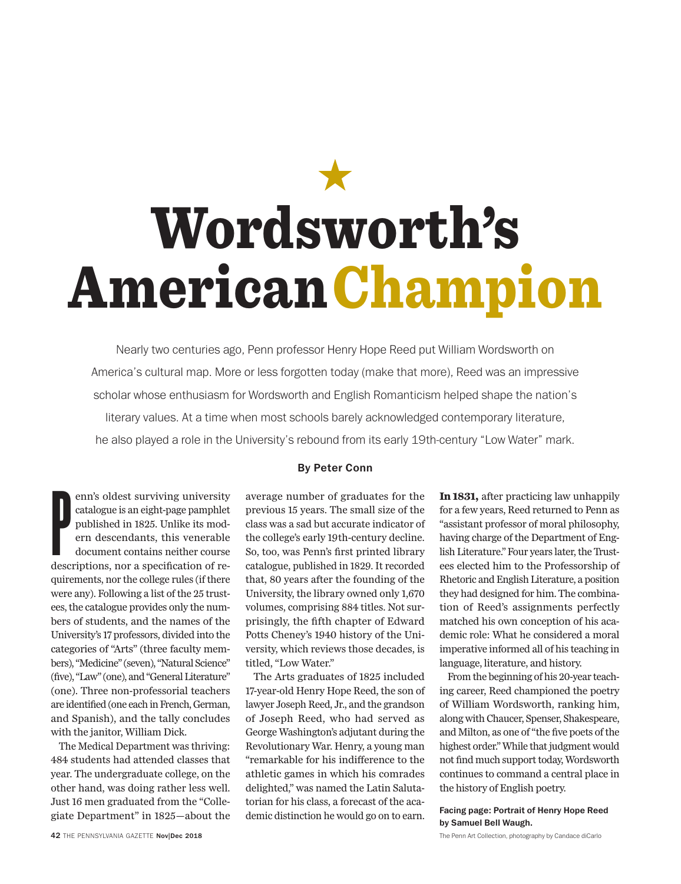★

# Wordsworth's American Champion

Nearly two centuries ago, Penn professor Henry Hope Reed put William Wordsworth on America's cultural map. More or less forgotten today (make that more), Reed was an impressive scholar whose enthusiasm for Wordsworth and English Romanticism helped shape the nation's literary values. At a time when most schools barely acknowledged contemporary literature, he also played a role in the University's rebound from its early 19th-century "Low Water" mark.

**By Peter Conn**

Penn's oldest surviving university catalogue is an eight-page pamphlet published in 1825. Unlike its modern descendants, this venerable document contains neither course descriptions, nor a specification of requirements, nor the college rules (if there were any). Following a list of the 25 trustees, the catalogue provides only the numbers of students, and the names of the University's 17 professors, divided into the categories of "Arts" (three faculty members), "Medicine" (seven), "Natural Science" (five), "Law" (one), and "General Literature" (one). Three non-professorial teachers are identified (one each in French, German, and Spanish), and the tally concludes with the janitor, William Dick.

The Medical Department was thriving: 484 students had attended classes that year. The undergraduate college, on the other hand, was doing rather less well. Just 16 men graduated from the "Collegiate Department" in 1825—about the average number of graduates for the previous 15 years. The small size of the class was a sad but accurate indicator of the college's early 19th-century decline. So, too, was Penn's first printed library catalogue, published in 1829. It recorded that, 80 years after the founding of the University, the library owned only 1,670 volumes, comprising 884 titles. Not surprisingly, the fifth chapter of Edward Potts Cheney's 1940 history of the University, which reviews those decades, is titled, "Low Water."

The Arts graduates of 1825 included 17-year-old Henry Hope Reed, the son of lawyer Joseph Reed, Jr., and the grandson of Joseph Reed, who had served as George Washington's adjutant during the Revolutionary War. Henry, a young man "remarkable for his indifference to the athletic games in which his comrades delighted," was named the Latin Salutatorian for his class, a forecast of the academic distinction he would go on to earn.

**In 1831,** after practicing law unhappily for a few years, Reed returned to Penn as "assistant professor of moral philosophy, having charge of the Department of English Literature." Four years later, the Trustees elected him to the Professorship of Rhetoric and English Literature, a position they had designed for him. The combination of Reed's assignments perfectly matched his own conception of his academic role: What he considered a moral imperative informed all of his teaching in language, literature, and history.

From the beginning of his 20-year teaching career, Reed championed the poetry of William Wordsworth, ranking him, along with Chaucer, Spenser, Shakespeare, and Milton, as one of "the five poets of the highest order." While that judgment would not find much support today, Wordsworth continues to command a central place in the history of English poetry.

**Facing page: Portrait of Henry Hope Reed by Samuel Bell Waugh.**

The Penn Art Collection, photography by Candace diCarlo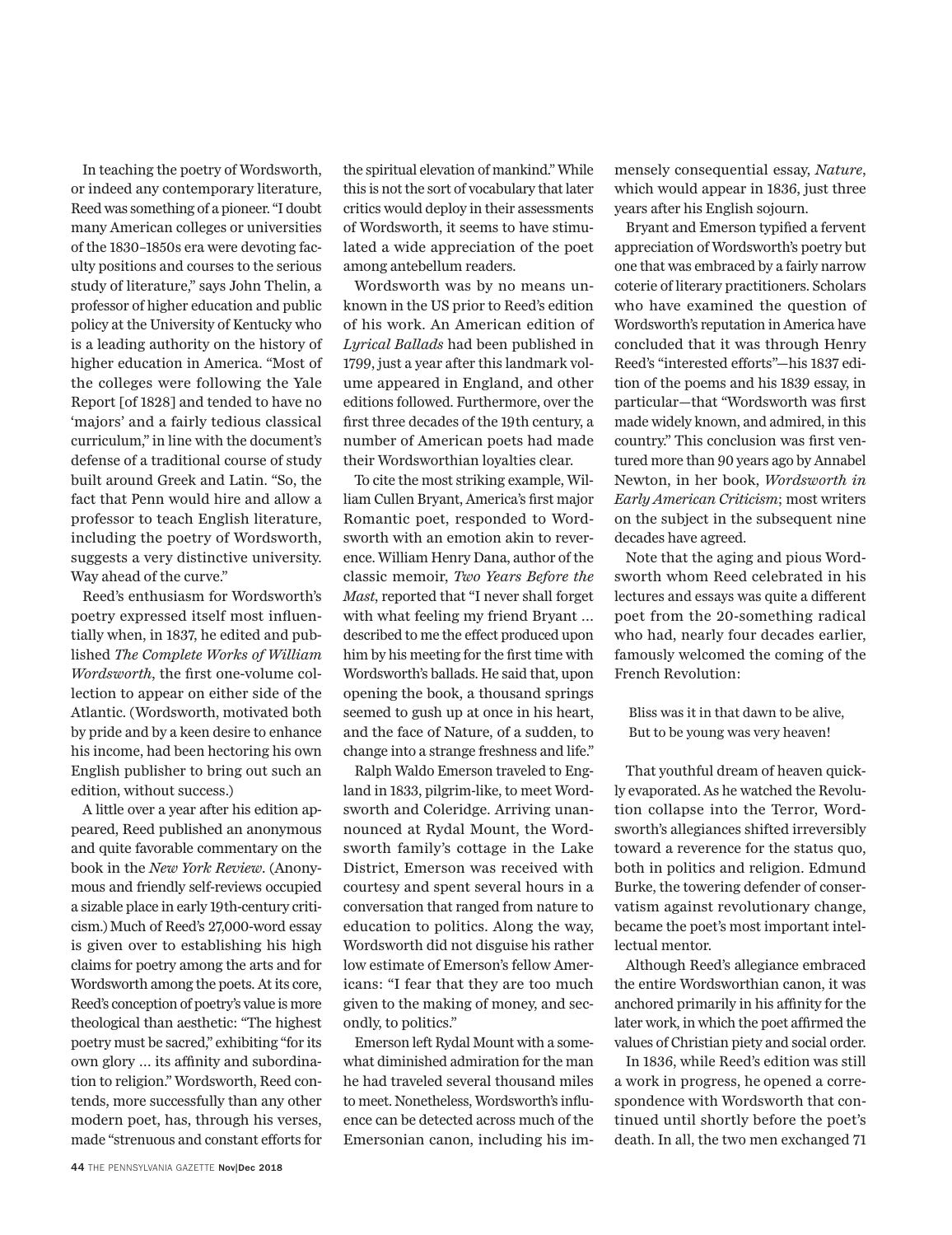In teaching the poetry of Wordsworth, or indeed any contemporary literature, Reed was something of a pioneer. "I doubt many American colleges or universities of the 1830–1850s era were devoting faculty positions and courses to the serious study of literature," says John Thelin, a professor of higher education and public policy at the University of Kentucky who is a leading authority on the history of higher education in America. "Most of the colleges were following the Yale Report [of 1828] and tended to have no 'majors' and a fairly tedious classical curriculum," in line with the document's defense of a traditional course of study built around Greek and Latin. "So, the fact that Penn would hire and allow a professor to teach English literature, including the poetry of Wordsworth, suggests a very distinctive university. Way ahead of the curve."

Reed's enthusiasm for Wordsworth's poetry expressed itself most influentially when, in 1837, he edited and published *The Complete Works of William Wordsworth*, the first one-volume collection to appear on either side of the Atlantic. (Wordsworth, motivated both by pride and by a keen desire to enhance his income, had been hectoring his own English publisher to bring out such an edition, without success.)

A little over a year after his edition appeared, Reed published an anonymous and quite favorable commentary on the book in the *New York Review*. (Anonymous and friendly self-reviews occupied a sizable place in early 19th-century criticism.) Much of Reed's 27,000-word essay is given over to establishing his high claims for poetry among the arts and for Wordsworth among the poets. At its core, Reed's conception of poetry's value is more theological than aesthetic: "The highest poetry must be sacred," exhibiting "for its own glory … its affinity and subordination to religion." Wordsworth, Reed contends, more successfully than any other modern poet, has, through his verses, made "strenuous and constant efforts for the spiritual elevation of mankind." While this is not the sort of vocabulary that later critics would deploy in their assessments of Wordsworth, it seems to have stimulated a wide appreciation of the poet among antebellum readers.

Wordsworth was by no means unknown in the US prior to Reed's edition of his work. An American edition of *Lyrical Ballads* had been published in 1799, just a year after this landmark volume appeared in England, and other editions followed. Furthermore, over the first three decades of the 19th century, a number of American poets had made their Wordsworthian loyalties clear.

To cite the most striking example, William Cullen Bryant, America's first major Romantic poet, responded to Wordsworth with an emotion akin to reverence. William Henry Dana, author of the classic memoir, *Two Years Before the Mast*, reported that "I never shall forget with what feeling my friend Bryant … described to me the effect produced upon him by his meeting for the first time with Wordsworth's ballads. He said that, upon opening the book, a thousand springs seemed to gush up at once in his heart, and the face of Nature, of a sudden, to change into a strange freshness and life."

Ralph Waldo Emerson traveled to England in 1833, pilgrim-like, to meet Wordsworth and Coleridge. Arriving unannounced at Rydal Mount, the Wordsworth family's cottage in the Lake District, Emerson was received with courtesy and spent several hours in a conversation that ranged from nature to education to politics. Along the way, Wordsworth did not disguise his rather low estimate of Emerson's fellow Americans: "I fear that they are too much given to the making of money, and secondly, to politics."

Emerson left Rydal Mount with a somewhat diminished admiration for the man he had traveled several thousand miles to meet. Nonetheless, Wordsworth's influence can be detected across much of the Emersonian canon, including his immensely consequential essay, *Nature*, which would appear in 1836, just three years after his English sojourn.

Bryant and Emerson typified a fervent appreciation of Wordsworth's poetry but one that was embraced by a fairly narrow coterie of literary practitioners. Scholars who have examined the question of Wordsworth's reputation in America have concluded that it was through Henry Reed's "interested efforts"—his 1837 edition of the poems and his 1839 essay, in particular—that "Wordsworth was first made widely known, and admired, in this country." This conclusion was first ventured more than 90 years ago by Annabel Newton, in her book, *Wordsworth in Early American Criticism*; most writers on the subject in the subsequent nine decades have agreed.

Note that the aging and pious Wordsworth whom Reed celebrated in his lectures and essays was quite a different poet from the 20-something radical who had, nearly four decades earlier, famously welcomed the coming of the French Revolution:

> Bliss was it in that dawn to be alive,
> But to be young was very heaven!

That youthful dream of heaven quickly evaporated. As he watched the Revolution collapse into the Terror, Wordsworth's allegiances shifted irreversibly toward a reverence for the status quo, both in politics and religion. Edmund Burke, the towering defender of conservatism against revolutionary change, became the poet's most important intellectual mentor.

Although Reed's allegiance embraced the entire Wordsworthian canon, it was anchored primarily in his affinity for the later work, in which the poet affirmed the values of Christian piety and social order.

In 1836, while Reed's edition was still a work in progress, he opened a correspondence with Wordsworth that continued until shortly before the poet's death. In all, the two men exchanged 71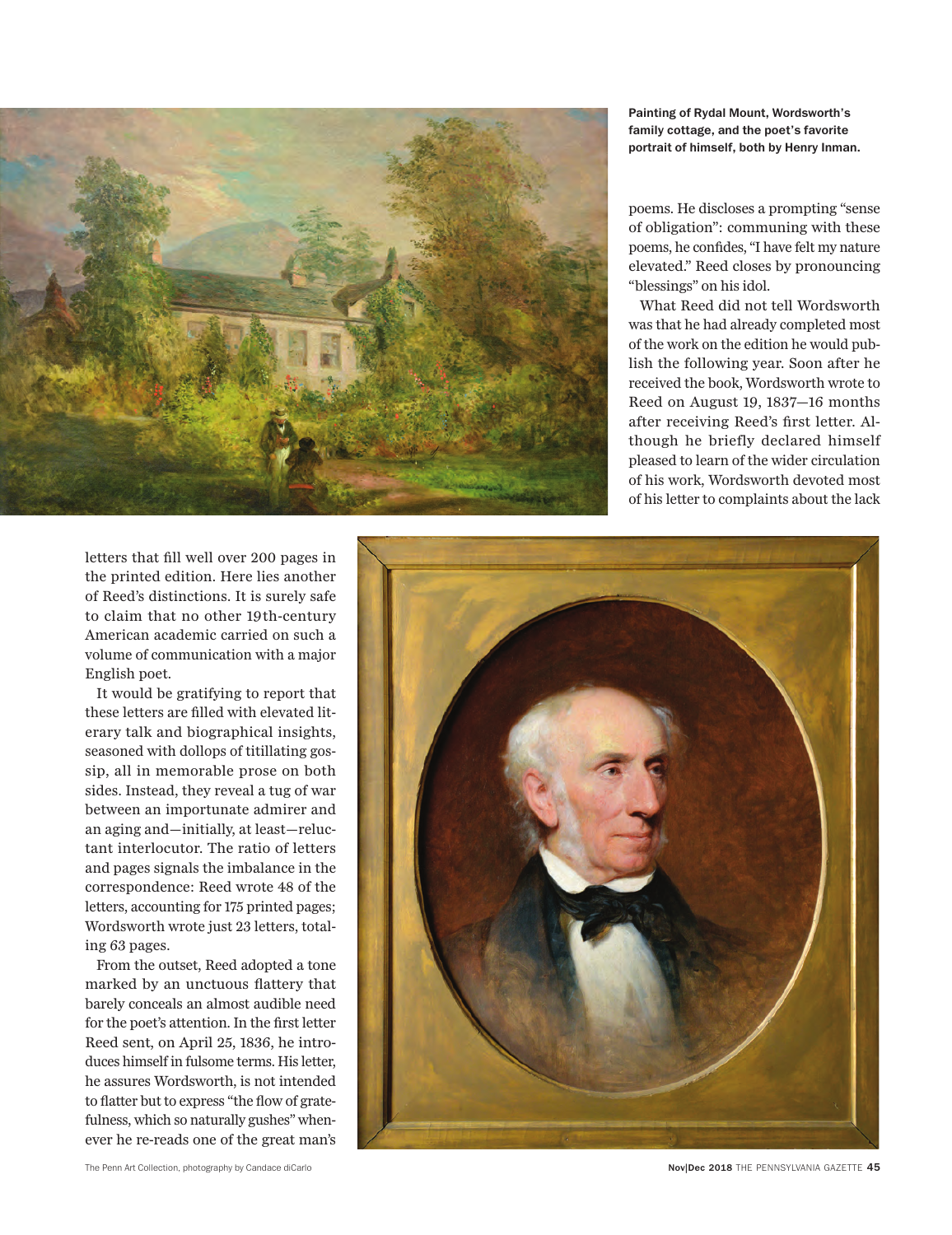Painting of Rydal Mount, Wordsworth's family cottage, and the poet's favorite portrait of himself, both by Henry Inman.

letters that fill well over 200 pages in the printed edition. Here lies another of Reed's distinctions. It is surely safe to claim that no other 19th-century American academic carried on such a volume of communication with a major English poet.

It would be gratifying to report that these letters are filled with elevated literary talk and biographical insights, seasoned with dollops of titillating gossip, all in memorable prose on both sides. Instead, they reveal a tug of war between an importunate admirer and an aging and—initially, at least—reluctant interlocutor. The ratio of letters and pages signals the imbalance in the correspondence: Reed wrote 48 of the letters, accounting for 175 printed pages; Wordsworth wrote just 23 letters, totaling 63 pages.

From the outset, Reed adopted a tone marked by an unctuous flattery that barely conceals an almost audible need for the poet's attention. In the first letter Reed sent, on April 25, 1836, he introduces himself in fulsome terms. His letter, he assures Wordsworth, is not intended to flatter but to express "the flow of gratefulness, which so naturally gushes" whenever he re-reads one of the great man's poems. He discloses a prompting "sense of obligation": communing with these poems, he confides, "I have felt my nature elevated." Reed closes by pronouncing "blessings" on his idol.

What Reed did not tell Wordsworth was that he had already completed most of the work on the edition he would publish the following year. Soon after he received the book, Wordsworth wrote to Reed on August 19, 1837—16 months after receiving Reed's first letter. Although he briefly declared himself pleased to learn of the wider circulation of his work, Wordsworth devoted most of his letter to complaints about the lack

The Penn Art Collection, photography by Candace diCarlo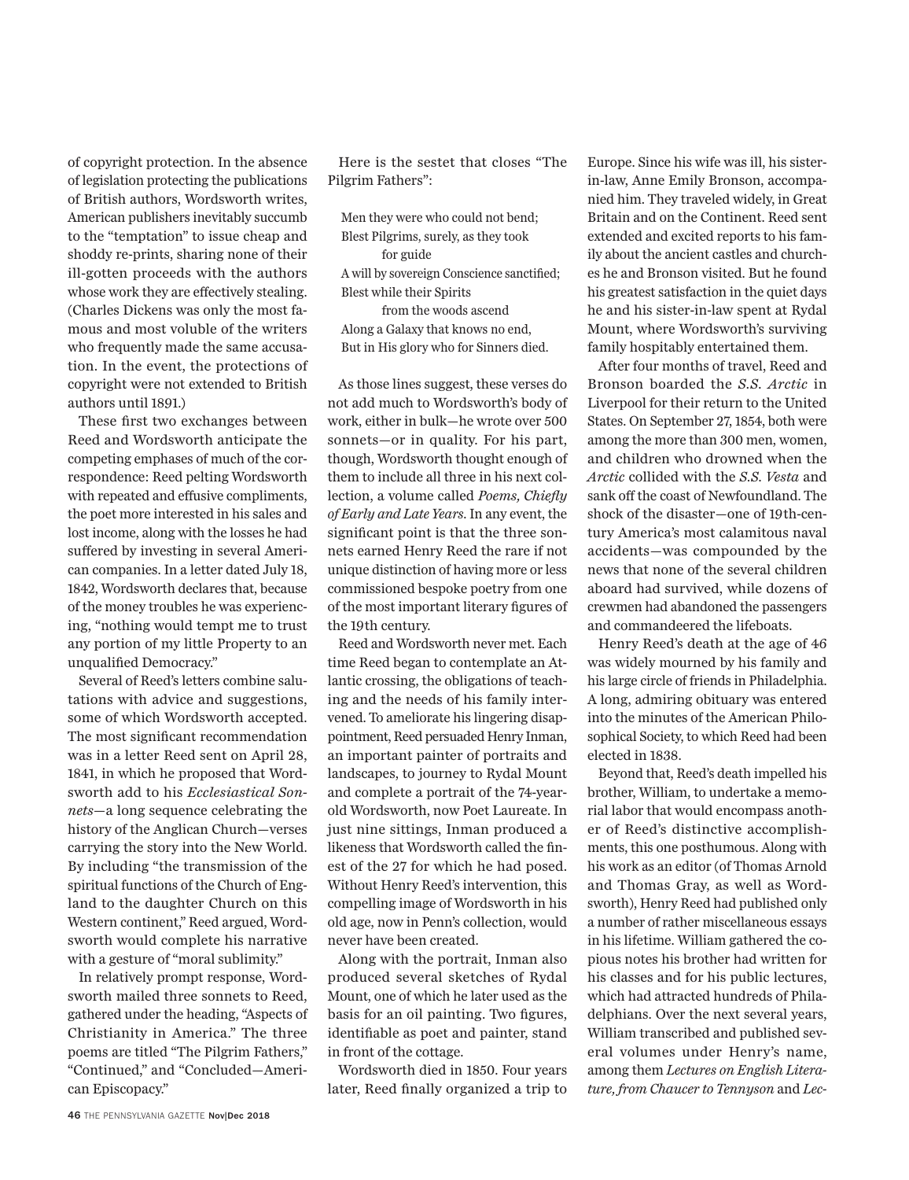of copyright protection. In the absence of legislation protecting the publications of British authors, Wordsworth writes, American publishers inevitably succumb to the "temptation" to issue cheap and shoddy re-prints, sharing none of their ill-gotten proceeds with the authors whose work they are effectively stealing. (Charles Dickens was only the most famous and most voluble of the writers who frequently made the same accusation. In the event, the protections of copyright were not extended to British authors until 1891.)

These first two exchanges between Reed and Wordsworth anticipate the competing emphases of much of the correspondence: Reed pelting Wordsworth with repeated and effusive compliments, the poet more interested in his sales and lost income, along with the losses he had suffered by investing in several American companies. In a letter dated July 18, 1842, Wordsworth declares that, because of the money troubles he was experiencing, "nothing would tempt me to trust any portion of my little Property to an unqualified Democracy."

Several of Reed's letters combine salutations with advice and suggestions, some of which Wordsworth accepted. The most significant recommendation was in a letter Reed sent on April 28, 1841, in which he proposed that Wordsworth add to his *Ecclesiastical Sonnets*—a long sequence celebrating the history of the Anglican Church—verses carrying the story into the New World. By including "the transmission of the spiritual functions of the Church of England to the daughter Church on this Western continent," Reed argued, Wordsworth would complete his narrative with a gesture of "moral sublimity."

In relatively prompt response, Wordsworth mailed three sonnets to Reed, gathered under the heading, "Aspects of Christianity in America." The three poems are titled "The Pilgrim Fathers," "Continued," and "Concluded—American Episcopacy."

Here is the sestet that closes "The Pilgrim Fathers":

> Men they were who could not bend;  
> Blest Pilgrims, surely, as they took  
>     for guide  
> A will by sovereign Conscience sanctified;  
> Blest while their Spirits  
>     from the woods ascend  
> Along a Galaxy that knows no end,  
> But in His glory who for Sinners died.

As those lines suggest, these verses do not add much to Wordsworth's body of work, either in bulk—he wrote over 500 sonnets—or in quality. For his part, though, Wordsworth thought enough of them to include all three in his next collection, a volume called *Poems, Chiefly of Early and Late Years*. In any event, the significant point is that the three sonnets earned Henry Reed the rare if not unique distinction of having more or less commissioned bespoke poetry from one of the most important literary figures of the 19th century.

Reed and Wordsworth never met. Each time Reed began to contemplate an Atlantic crossing, the obligations of teaching and the needs of his family intervened. To ameliorate his lingering disappointment, Reed persuaded Henry Inman, an important painter of portraits and landscapes, to journey to Rydal Mount and complete a portrait of the 74-year-old Wordsworth, now Poet Laureate. In just nine sittings, Inman produced a likeness that Wordsworth called the finest of the 27 for which he had posed. Without Henry Reed's intervention, this compelling image of Wordsworth in his old age, now in Penn's collection, would never have been created.

Along with the portrait, Inman also produced several sketches of Rydal Mount, one of which he later used as the basis for an oil painting. Two figures, identifiable as poet and painter, stand in front of the cottage.

Wordsworth died in 1850. Four years later, Reed finally organized a trip to Europe. Since his wife was ill, his sister-in-law, Anne Emily Bronson, accompanied him. They traveled widely, in Great Britain and on the Continent. Reed sent extended and excited reports to his family about the ancient castles and churches he and Bronson visited. But he found his greatest satisfaction in the quiet days he and his sister-in-law spent at Rydal Mount, where Wordsworth's surviving family hospitably entertained them.

After four months of travel, Reed and Bronson boarded the *S.S. Arctic* in Liverpool for their return to the United States. On September 27, 1854, both were among the more than 300 men, women, and children who drowned when the *Arctic* collided with the *S.S. Vesta* and sank off the coast of Newfoundland. The shock of the disaster—one of 19th-century America's most calamitous naval accidents—was compounded by the news that none of the several children aboard had survived, while dozens of crewmen had abandoned the passengers and commandeered the lifeboats.

Henry Reed's death at the age of 46 was widely mourned by his family and his large circle of friends in Philadelphia. A long, admiring obituary was entered into the minutes of the American Philosophical Society, to which Reed had been elected in 1838.

Beyond that, Reed's death impelled his brother, William, to undertake a memorial labor that would encompass another of Reed's distinctive accomplishments, this one posthumous. Along with his work as an editor (of Thomas Arnold and Thomas Gray, as well as Wordsworth), Henry Reed had published only a number of rather miscellaneous essays in his lifetime. William gathered the copious notes his brother had written for his classes and for his public lectures, which had attracted hundreds of Philadelphians. Over the next several years, William transcribed and published several volumes under Henry's name, among them *Lectures on English Literature, from Chaucer to Tennyson* and *Lec-*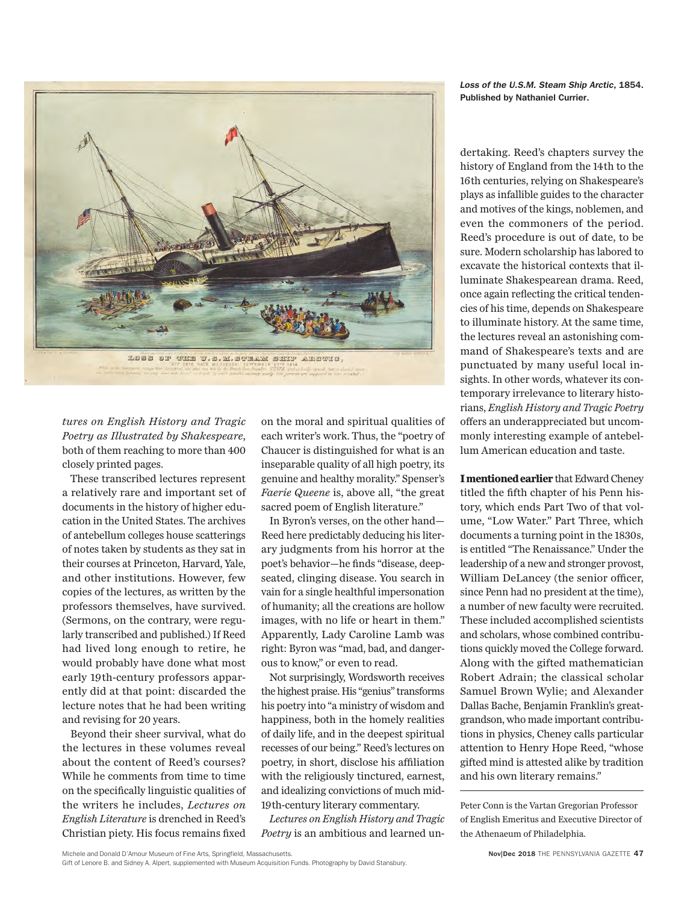*Loss of the U.S.M. Steam Ship Arctic*, 1854. Published by Nathaniel Currier.

*tures on English History and Tragic Poetry as Illustrated by Shakespeare*, both of them reaching to more than 400 closely printed pages.

These transcribed lectures represent a relatively rare and important set of documents in the history of higher education in the United States. The archives of antebellum colleges house scatterings of notes taken by students as they sat in their courses at Princeton, Harvard, Yale, and other institutions. However, few copies of the lectures, as written by the professors themselves, have survived. (Sermons, on the contrary, were regularly transcribed and published.) If Reed had lived long enough to retire, he would probably have done what most early 19th-century professors apparently did at that point: discarded the lecture notes that he had been writing and revising for 20 years.

Beyond their sheer survival, what do the lectures in these volumes reveal about the content of Reed's courses? While he comments from time to time on the specifically linguistic qualities of the writers he includes, *Lectures on English Literature* is drenched in Reed's Christian piety. His focus remains fixed on the moral and spiritual qualities of each writer's work. Thus, the "poetry of Chaucer is distinguished for what is an inseparable quality of all high poetry, its genuine and healthy morality." Spenser's *Faerie Queene* is, above all, "the great sacred poem of English literature."

In Byron's verses, on the other hand—Reed here predictably deducing his literary judgments from his horror at the poet's behavior—he finds "disease, deep-seated, clinging disease. You search in vain for a single healthful impersonation of humanity; all the creations are hollow images, with no life or heart in them." Apparently, Lady Caroline Lamb was right: Byron was "mad, bad, and dangerous to know," or even to read.

Not surprisingly, Wordsworth receives the highest praise. His "genius" transforms his poetry into "a ministry of wisdom and happiness, both in the homely realities of daily life, and in the deepest spiritual recesses of our being." Reed's lectures on poetry, in short, disclose his affiliation with the religiously tinctured, earnest, and idealizing convictions of much mid-19th-century literary commentary.

*Lectures on English History and Tragic Poetry* is an ambitious and learned undertaking. Reed's chapters survey the history of England from the 14th to the 16th centuries, relying on Shakespeare's plays as infallible guides to the character and motives of the kings, noblemen, and even the commoners of the period. Reed's procedure is out of date, to be sure. Modern scholarship has labored to excavate the historical contexts that illuminate Shakespearean drama. Reed, once again reflecting the critical tendencies of his time, depends on Shakespeare to illuminate history. At the same time, the lectures reveal an astonishing command of Shakespeare's texts and are punctuated by many useful local insights. In other words, whatever its contemporary irrelevance to literary historians, *English History and Tragic Poetry* offers an underappreciated but uncommonly interesting example of antebellum American education and taste.

**I mentioned earlier** that Edward Cheney titled the fifth chapter of his Penn history, which ends Part Two of that volume, "Low Water." Part Three, which documents a turning point in the 1830s, is entitled "The Renaissance." Under the leadership of a new and stronger provost, William DeLancey (the senior officer, since Penn had no president at the time), a number of new faculty were recruited. These included accomplished scientists and scholars, whose combined contributions quickly moved the College forward. Along with the gifted mathematician Robert Adrain; the classical scholar Samuel Brown Wylie; and Alexander Dallas Bache, Benjamin Franklin's great-grandson, who made important contributions in physics, Cheney calls particular attention to Henry Hope Reed, "whose gifted mind is attested alike by tradition and his own literary remains."

Peter Conn is the Vartan Gregorian Professor of English Emeritus and Executive Director of the Athenaeum of Philadelphia.

Michele and Donald D'Amour Museum of Fine Arts, Springfield, Massachusetts. Gift of Lenore B. and Sidney A. Alpert, supplemented with Museum Acquisition Funds. Photography by David Stansbury.